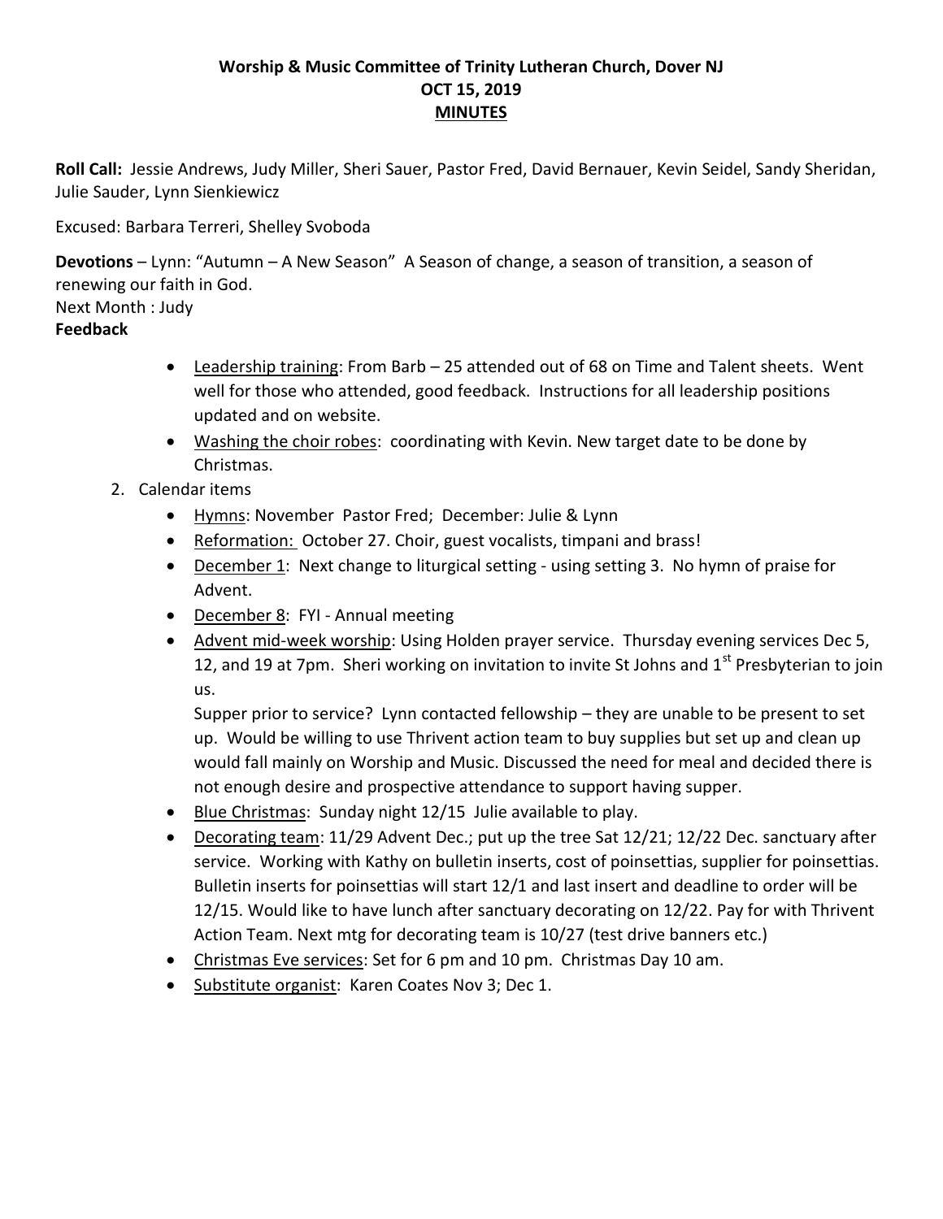**Worship & Music Committee of Trinity Lutheran Church, Dover NJ**
**OCT 15, 2019**
**MINUTES**

**Roll Call:** Jessie Andrews, Judy Miller, Sheri Sauer, Pastor Fred, David Bernauer, Kevin Seidel, Sandy Sheridan, Julie Sauder, Lynn Sienkiewicz

Excused: Barbara Terreri, Shelley Svoboda

**Devotions** – Lynn: "Autumn – A New Season" A Season of change, a season of transition, a season of renewing our faith in God.
Next Month : Judy

**Feedback**

- Leadership training: From Barb – 25 attended out of 68 on Time and Talent sheets. Went well for those who attended, good feedback. Instructions for all leadership positions updated and on website.
- Washing the choir robes: coordinating with Kevin. New target date to be done by Christmas.

2. Calendar items
   - Hymns: November Pastor Fred; December: Julie & Lynn
   - Reformation: October 27. Choir, guest vocalists, timpani and brass!
   - December 1: Next change to liturgical setting - using setting 3. No hymn of praise for Advent.
   - December 8: FYI - Annual meeting
   - Advent mid-week worship: Using Holden prayer service. Thursday evening services Dec 5, 12, and 19 at 7pm. Sheri working on invitation to invite St Johns and 1st Presbyterian to join us.
     Supper prior to service? Lynn contacted fellowship – they are unable to be present to set up. Would be willing to use Thrivent action team to buy supplies but set up and clean up would fall mainly on Worship and Music. Discussed the need for meal and decided there is not enough desire and prospective attendance to support having supper.
   - Blue Christmas: Sunday night 12/15 Julie available to play.
   - Decorating team: 11/29 Advent Dec.; put up the tree Sat 12/21; 12/22 Dec. sanctuary after service. Working with Kathy on bulletin inserts, cost of poinsettias, supplier for poinsettias. Bulletin inserts for poinsettias will start 12/1 and last insert and deadline to order will be 12/15. Would like to have lunch after sanctuary decorating on 12/22. Pay for with Thrivent Action Team. Next mtg for decorating team is 10/27 (test drive banners etc.)
   - Christmas Eve services: Set for 6 pm and 10 pm. Christmas Day 10 am.
   - Substitute organist: Karen Coates Nov 3; Dec 1.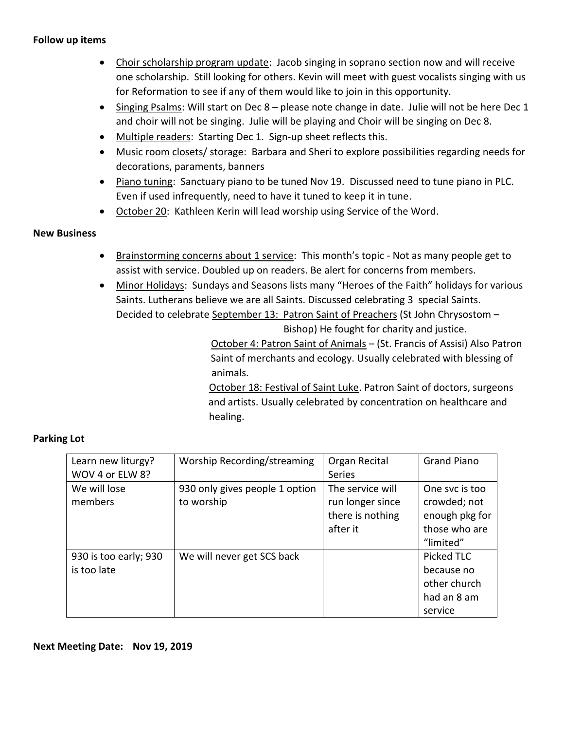**Follow up items**

- <u>Choir scholarship program update</u>: Jacob singing in soprano section now and will receive one scholarship. Still looking for others. Kevin will meet with guest vocalists singing with us for Reformation to see if any of them would like to join in this opportunity.
- <u>Singing Psalms</u>: Will start on Dec 8 – please note change in date. Julie will not be here Dec 1 and choir will not be singing. Julie will be playing and Choir will be singing on Dec 8.
- <u>Multiple readers</u>: Starting Dec 1. Sign-up sheet reflects this.
- <u>Music room closets/ storage</u>: Barbara and Sheri to explore possibilities regarding needs for decorations, paraments, banners
- <u>Piano tuning</u>: Sanctuary piano to be tuned Nov 19. Discussed need to tune piano in PLC. Even if used infrequently, need to have it tuned to keep it in tune.
- <u>October 20</u>: Kathleen Kerin will lead worship using Service of the Word.

**New Business**

- <u>Brainstorming concerns about 1 service</u>: This month's topic - Not as many people get to assist with service. Doubled up on readers. Be alert for concerns from members.
- <u>Minor Holidays</u>: Sundays and Seasons lists many "Heroes of the Faith" holidays for various Saints. Lutherans believe we are all Saints. Discussed celebrating 3 special Saints. Decided to celebrate <u>September 13: Patron Saint of Preachers</u> (St John Chrysostom – Bishop) He fought for charity and justice.

  <u>October 4: Patron Saint of Animals</u> – (St. Francis of Assisi) Also Patron Saint of merchants and ecology. Usually celebrated with blessing of animals.

  <u>October 18: Festival of Saint Luke</u>. Patron Saint of doctors, surgeons and artists. Usually celebrated by concentration on healthcare and healing.

**Parking Lot**

| Learn new liturgy? WOV 4 or ELW 8? | Worship Recording/streaming | Organ Recital Series | Grand Piano |
|---|---|---|---|
| We will lose members | 930 only gives people 1 option to worship | The service will run longer since there is nothing after it | One svc is too crowded; not enough pkg for those who are "limited" |
| 930 is too early; 930 is too late | We will never get SCS back | | Picked TLC because no other church had an 8 am service |

**Next Meeting Date: Nov 19, 2019**